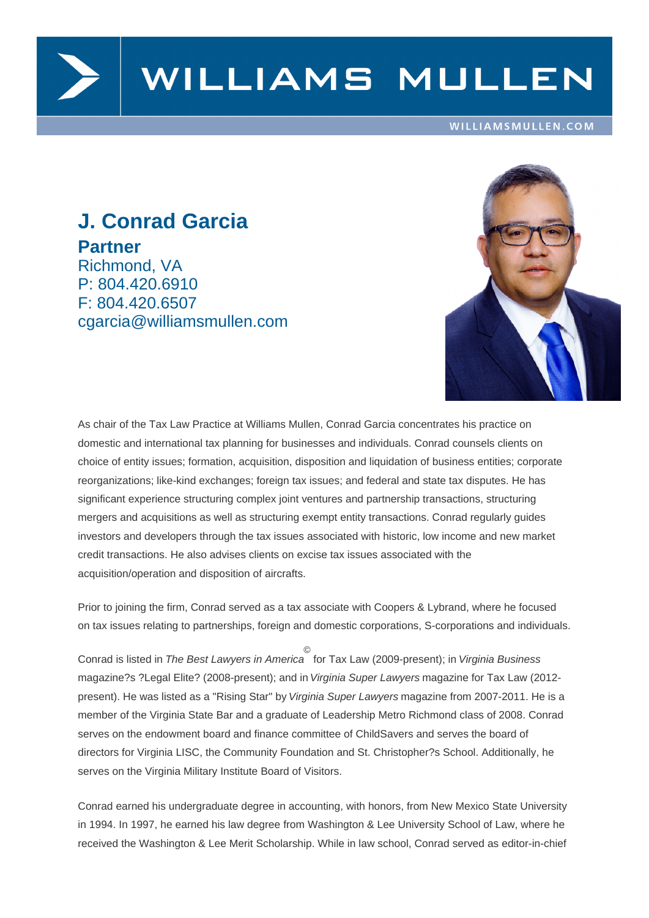# J. Conrad Garcia

**Partner**
Richmond, VA
P: 804.420.6910
F: 804.420.6507
cgarcia@williamsmullen.com

As chair of the Tax Law Practice at Williams Mullen, Conrad Garcia concentrates his practice on domestic and international tax planning for businesses and individuals. Conrad counsels clients on choice of entity issues; formation, acquisition, disposition and liquidation of business entities; corporate reorganizations; like-kind exchanges; foreign tax issues; and federal and state tax disputes. He has significant experience structuring complex joint ventures and partnership transactions, structuring mergers and acquisitions as well as structuring exempt entity transactions. Conrad regularly guides investors and developers through the tax issues associated with historic, low income and new market credit transactions. He also advises clients on excise tax issues associated with the acquisition/operation and disposition of aircrafts.

Prior to joining the firm, Conrad served as a tax associate with Coopers & Lybrand, where he focused on tax issues relating to partnerships, foreign and domestic corporations, S-corporations and individuals.

Conrad is listed in *The Best Lawyers in America*© for Tax Law (2009-present); in *Virginia Business* magazine?s ?Legal Elite? (2008-present); and in *Virginia Super Lawyers* magazine for Tax Law (2012-present). He was listed as a "Rising Star" by *Virginia Super Lawyers* magazine from 2007-2011. He is a member of the Virginia State Bar and a graduate of Leadership Metro Richmond class of 2008. Conrad serves on the endowment board and finance committee of ChildSavers and serves the board of directors for Virginia LISC, the Community Foundation and St. Christopher?s School. Additionally, he serves on the Virginia Military Institute Board of Visitors.

Conrad earned his undergraduate degree in accounting, with honors, from New Mexico State University in 1994. In 1997, he earned his law degree from Washington & Lee University School of Law, where he received the Washington & Lee Merit Scholarship. While in law school, Conrad served as editor-in-chief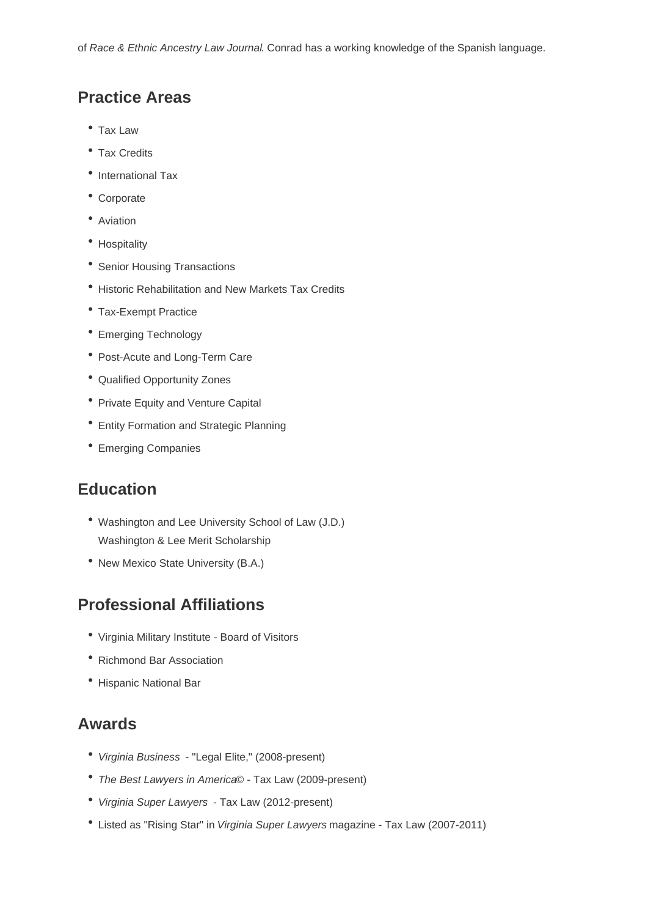of *Race & Ethnic Ancestry Law Journal*. Conrad has a working knowledge of the Spanish language.

## Practice Areas

- Tax Law
- Tax Credits
- International Tax
- Corporate
- Aviation
- Hospitality
- Senior Housing Transactions
- Historic Rehabilitation and New Markets Tax Credits
- Tax-Exempt Practice
- Emerging Technology
- Post-Acute and Long-Term Care
- Qualified Opportunity Zones
- Private Equity and Venture Capital
- Entity Formation and Strategic Planning
- Emerging Companies

## Education

- Washington and Lee University School of Law (J.D.)
  Washington & Lee Merit Scholarship
- New Mexico State University (B.A.)

## Professional Affiliations

- Virginia Military Institute - Board of Visitors
- Richmond Bar Association
- Hispanic National Bar

## Awards

- *Virginia Business* - "Legal Elite," (2008-present)
- *The Best Lawyers in America©* - Tax Law (2009-present)
- *Virginia Super Lawyers* - Tax Law (2012-present)
- Listed as "Rising Star" in *Virginia Super Lawyers* magazine - Tax Law (2007-2011)